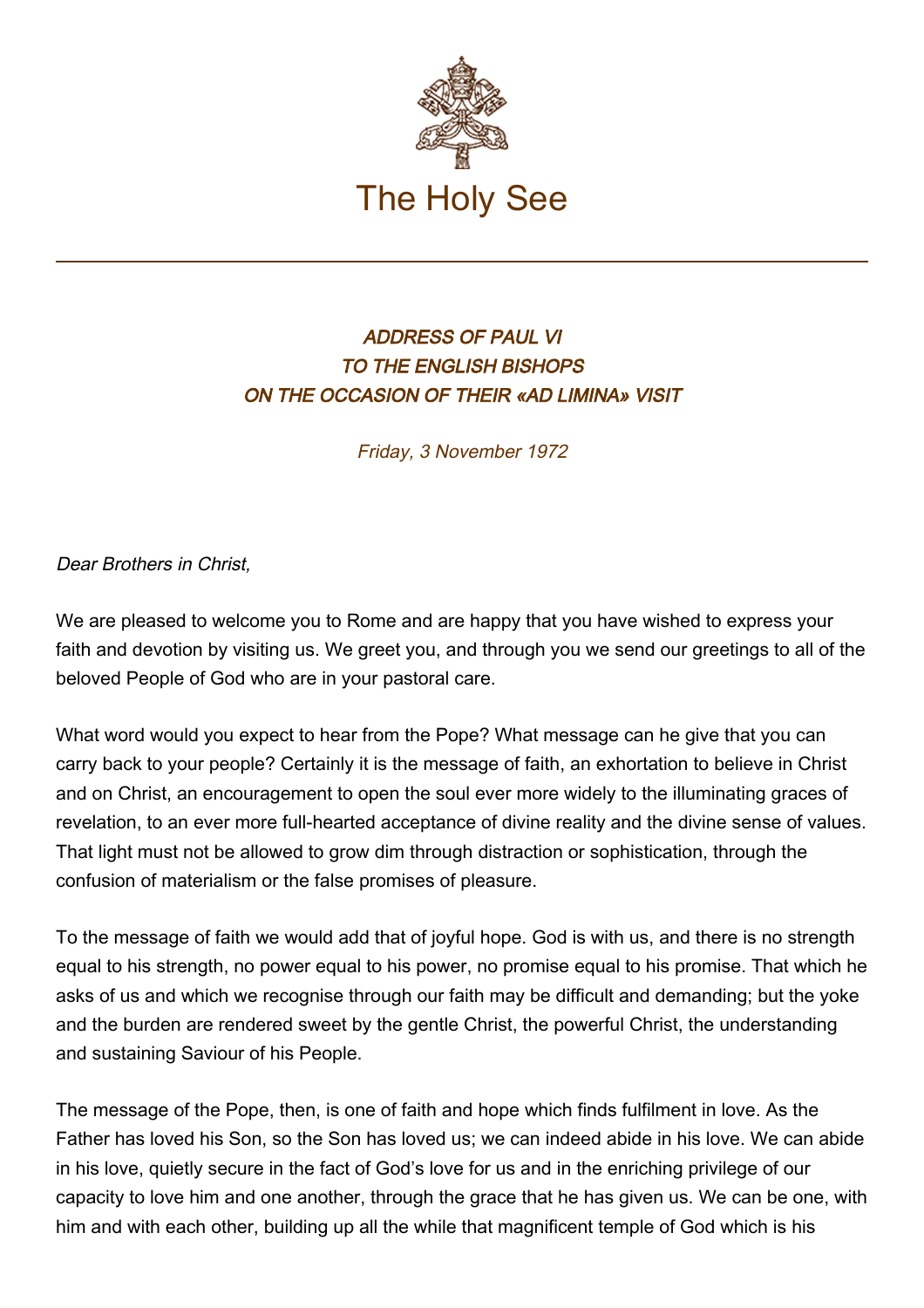The Holy See

---

# *ADDRESS OF PAUL VI TO THE ENGLISH BISHOPS ON THE OCCASION OF THEIR «AD LIMINA» VISIT*

*Friday, 3 November 1972*

*Dear Brothers in Christ,*

We are pleased to welcome you to Rome and are happy that you have wished to express your faith and devotion by visiting us. We greet you, and through you we send our greetings to all of the beloved People of God who are in your pastoral care.

What word would you expect to hear from the Pope? What message can he give that you can carry back to your people? Certainly it is the message of faith, an exhortation to believe in Christ and on Christ, an encouragement to open the soul ever more widely to the illuminating graces of revelation, to an ever more full-hearted acceptance of divine reality and the divine sense of values. That light must not be allowed to grow dim through distraction or sophistication, through the confusion of materialism or the false promises of pleasure.

To the message of faith we would add that of joyful hope. God is with us, and there is no strength equal to his strength, no power equal to his power, no promise equal to his promise. That which he asks of us and which we recognise through our faith may be difficult and demanding; but the yoke and the burden are rendered sweet by the gentle Christ, the powerful Christ, the understanding and sustaining Saviour of his People.

The message of the Pope, then, is one of faith and hope which finds fulfilment in love. As the Father has loved his Son, so the Son has loved us; we can indeed abide in his love. We can abide in his love, quietly secure in the fact of God's love for us and in the enriching privilege of our capacity to love him and one another, through the grace that he has given us. We can be one, with him and with each other, building up all the while that magnificent temple of God which is his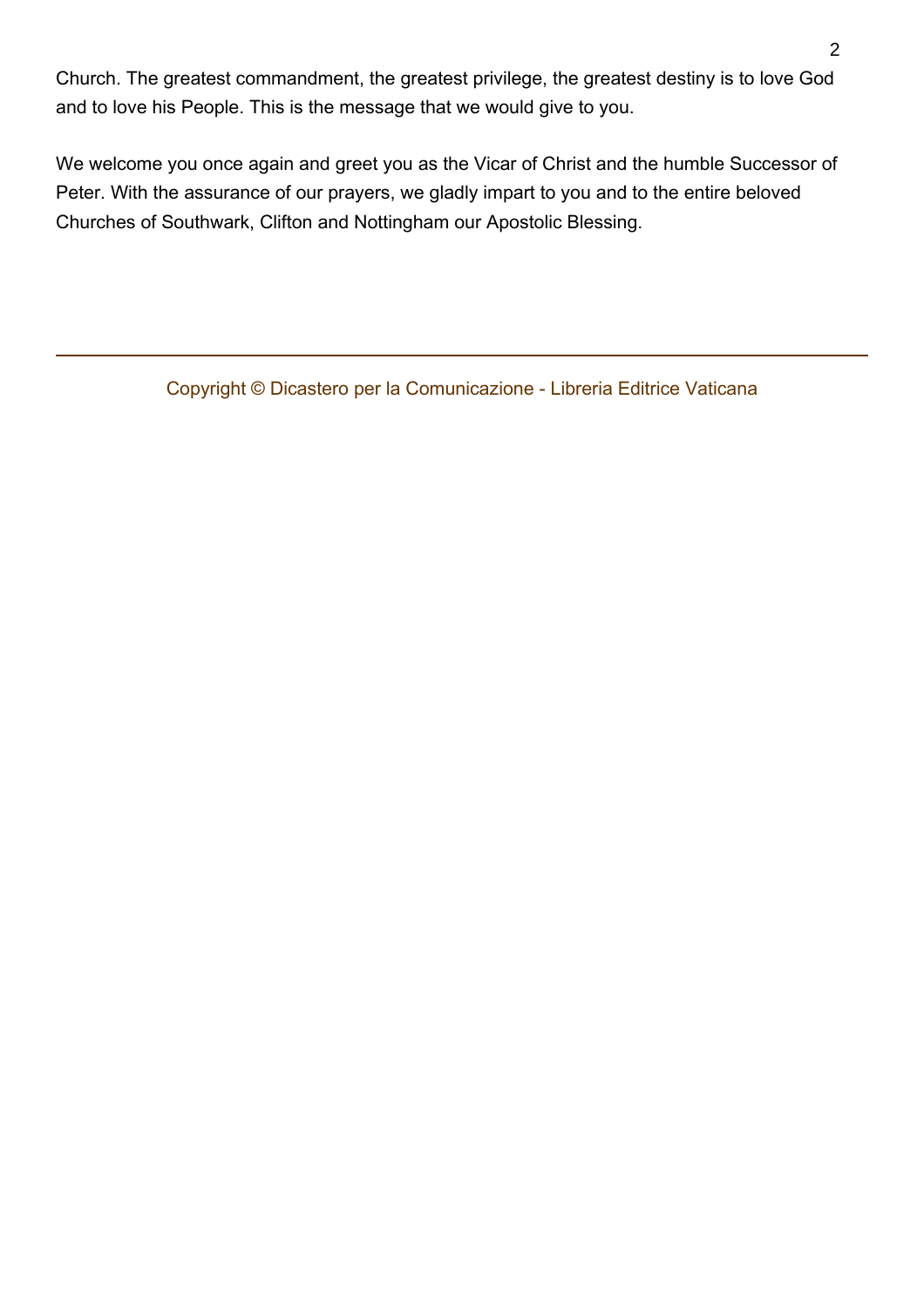Church. The greatest commandment, the greatest privilege, the greatest destiny is to love God and to love his People. This is the message that we would give to you.

We welcome you once again and greet you as the Vicar of Christ and the humble Successor of Peter. With the assurance of our prayers, we gladly impart to you and to the entire beloved Churches of Southwark, Clifton and Nottingham our Apostolic Blessing.

---

Copyright © Dicastero per la Comunicazione - Libreria Editrice Vaticana